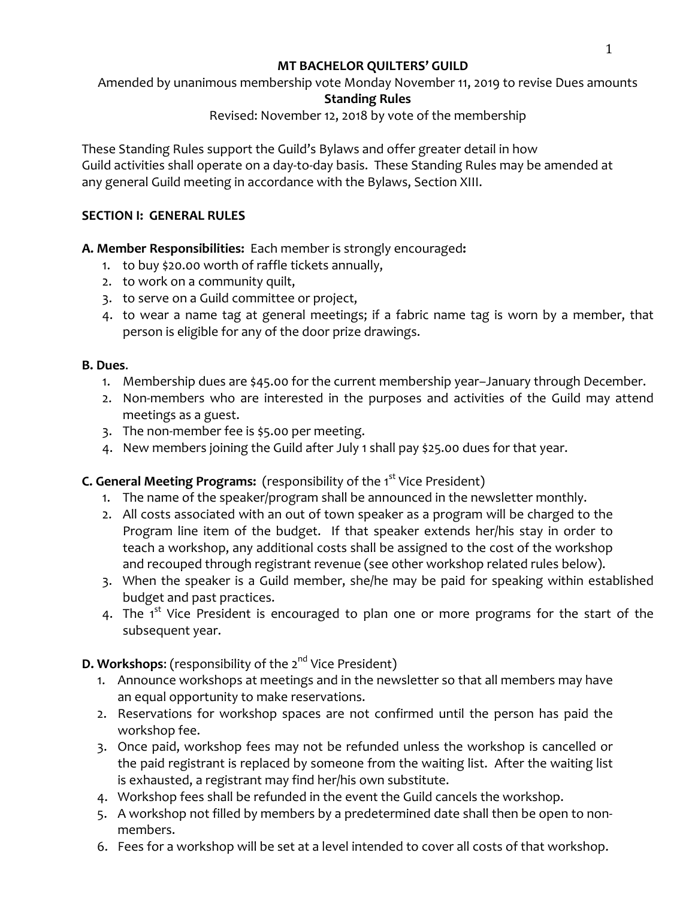# MT BACHELOR QUILTERS' GUILD

Amended by unanimous membership vote Monday November 11, 2019 to revise Dues amounts

**Standing Rules**

Revised: November 12, 2018 by vote of the membership

These Standing Rules support the Guild's Bylaws and offer greater detail in how Guild activities shall operate on a day-to-day basis. These Standing Rules may be amended at any general Guild meeting in accordance with the Bylaws, Section XIII.

## SECTION I: GENERAL RULES

**A. Member Responsibilities:** Each member is strongly encouraged**:**

1. to buy $20.00 worth of raffle tickets annually,
2. to work on a community quilt,
3. to serve on a Guild committee or project,
4. to wear a name tag at general meetings; if a fabric name tag is worn by a member, that person is eligible for any of the door prize drawings.

**B. Dues**.

1. Membership dues are $45.00 for the current membership year–January through December.
2. Non-members who are interested in the purposes and activities of the Guild may attend meetings as a guest.
3. The non-member fee is $5.00 per meeting.
4. New members joining the Guild after July 1 shall pay $25.00 dues for that year.

**C. General Meeting Programs:** (responsibility of the 1st Vice President)

1. The name of the speaker/program shall be announced in the newsletter monthly.
2. All costs associated with an out of town speaker as a program will be charged to the Program line item of the budget. If that speaker extends her/his stay in order to teach a workshop, any additional costs shall be assigned to the cost of the workshop and recouped through registrant revenue (see other workshop related rules below).
3. When the speaker is a Guild member, she/he may be paid for speaking within established budget and past practices.
4. The 1st Vice President is encouraged to plan one or more programs for the start of the subsequent year.

**D. Workshops**: (responsibility of the 2nd Vice President)

1. Announce workshops at meetings and in the newsletter so that all members may have an equal opportunity to make reservations.
2. Reservations for workshop spaces are not confirmed until the person has paid the workshop fee.
3. Once paid, workshop fees may not be refunded unless the workshop is cancelled or the paid registrant is replaced by someone from the waiting list. After the waiting list is exhausted, a registrant may find her/his own substitute.
4. Workshop fees shall be refunded in the event the Guild cancels the workshop.
5. A workshop not filled by members by a predetermined date shall then be open to non-members.
6. Fees for a workshop will be set at a level intended to cover all costs of that workshop.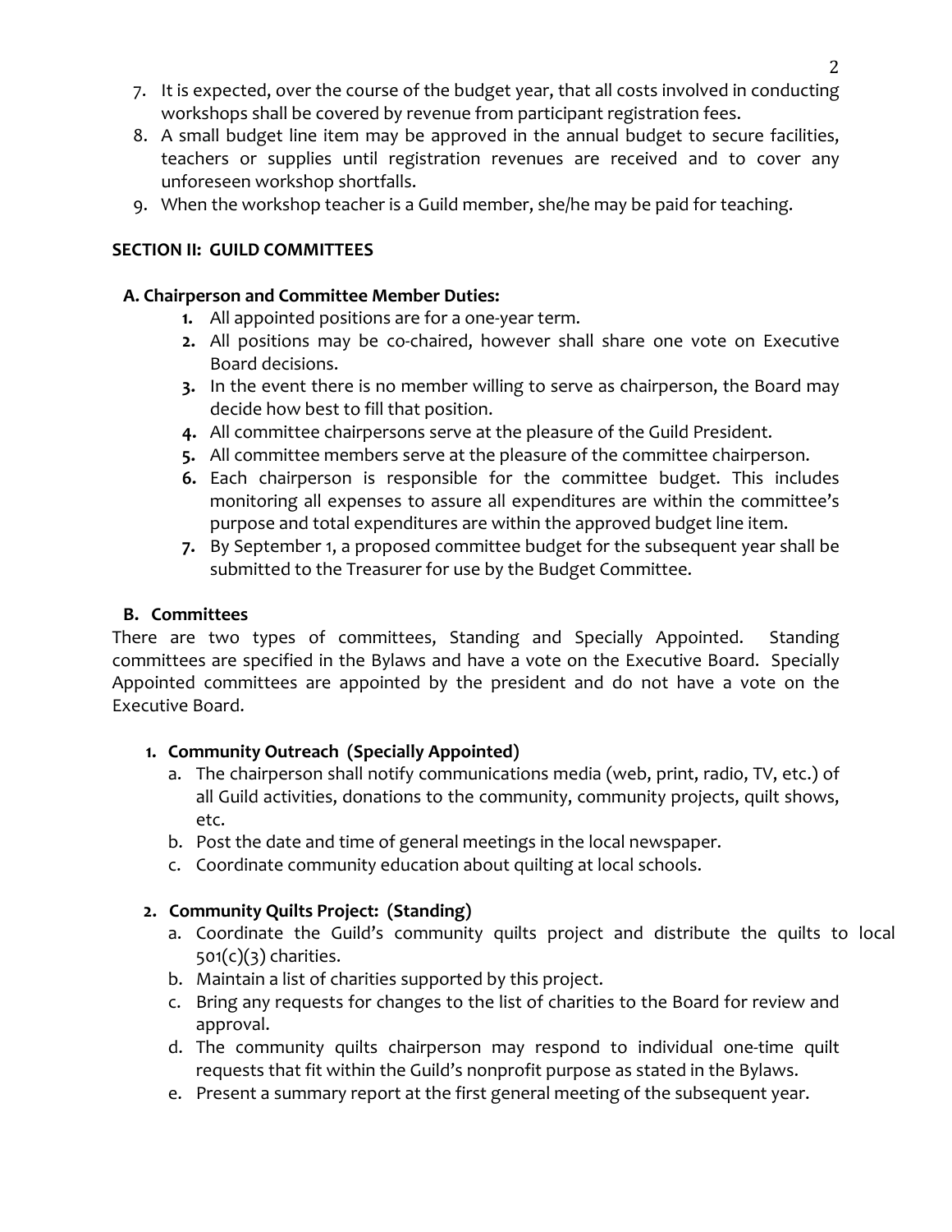7. It is expected, over the course of the budget year, that all costs involved in conducting workshops shall be covered by revenue from participant registration fees.
8. A small budget line item may be approved in the annual budget to secure facilities, teachers or supplies until registration revenues are received and to cover any unforeseen workshop shortfalls.
9. When the workshop teacher is a Guild member, she/he may be paid for teaching.

## SECTION II: GUILD COMMITTEES

### A. Chairperson and Committee Member Duties:

1. All appointed positions are for a one-year term.
2. All positions may be co-chaired, however shall share one vote on Executive Board decisions.
3. In the event there is no member willing to serve as chairperson, the Board may decide how best to fill that position.
4. All committee chairpersons serve at the pleasure of the Guild President.
5. All committee members serve at the pleasure of the committee chairperson.
6. Each chairperson is responsible for the committee budget. This includes monitoring all expenses to assure all expenditures are within the committee's purpose and total expenditures are within the approved budget line item.
7. By September 1, a proposed committee budget for the subsequent year shall be submitted to the Treasurer for use by the Budget Committee.

### B. Committees

There are two types of committees, Standing and Specially Appointed. Standing committees are specified in the Bylaws and have a vote on the Executive Board. Specially Appointed committees are appointed by the president and do not have a vote on the Executive Board.

**1. Community Outreach (Specially Appointed)**

a. The chairperson shall notify communications media (web, print, radio, TV, etc.) of all Guild activities, donations to the community, community projects, quilt shows, etc.

b. Post the date and time of general meetings in the local newspaper.

c. Coordinate community education about quilting at local schools.

**2. Community Quilts Project: (Standing)**

a. Coordinate the Guild's community quilts project and distribute the quilts to local 501(c)(3) charities.

b. Maintain a list of charities supported by this project.

c. Bring any requests for changes to the list of charities to the Board for review and approval.

d. The community quilts chairperson may respond to individual one-time quilt requests that fit within the Guild's nonprofit purpose as stated in the Bylaws.

e. Present a summary report at the first general meeting of the subsequent year.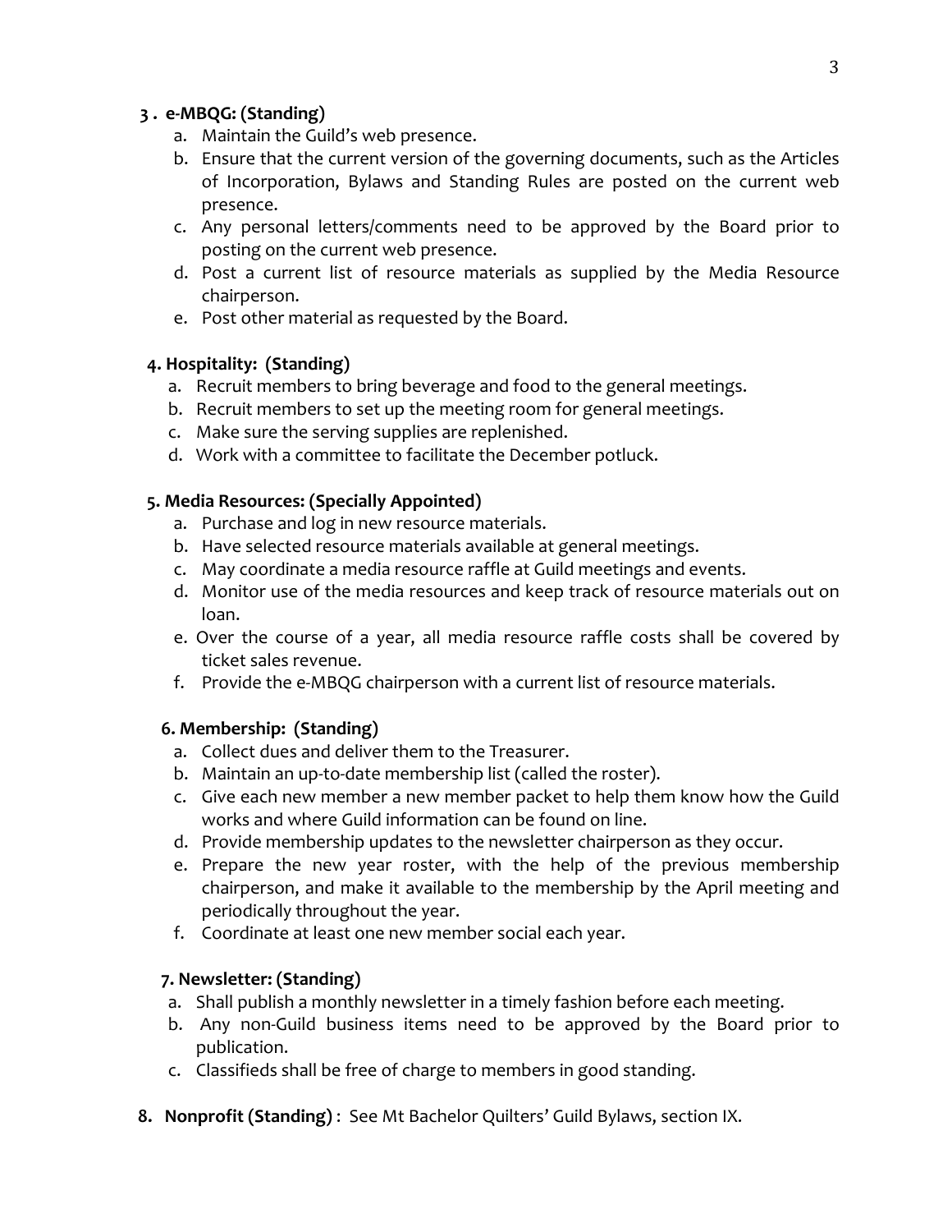**3 . e-MBQG: (Standing)**

a. Maintain the Guild's web presence.
b. Ensure that the current version of the governing documents, such as the Articles of Incorporation, Bylaws and Standing Rules are posted on the current web presence.
c. Any personal letters/comments need to be approved by the Board prior to posting on the current web presence.
d. Post a current list of resource materials as supplied by the Media Resource chairperson.
e. Post other material as requested by the Board.

**4. Hospitality: (Standing)**

a. Recruit members to bring beverage and food to the general meetings.
b. Recruit members to set up the meeting room for general meetings.
c. Make sure the serving supplies are replenished.
d. Work with a committee to facilitate the December potluck.

**5. Media Resources: (Specially Appointed)**

a. Purchase and log in new resource materials.
b. Have selected resource materials available at general meetings.
c. May coordinate a media resource raffle at Guild meetings and events.
d. Monitor use of the media resources and keep track of resource materials out on loan.
e. Over the course of a year, all media resource raffle costs shall be covered by ticket sales revenue.
f. Provide the e-MBQG chairperson with a current list of resource materials.

**6. Membership: (Standing)**

a. Collect dues and deliver them to the Treasurer.
b. Maintain an up-to-date membership list (called the roster).
c. Give each new member a new member packet to help them know how the Guild works and where Guild information can be found on line.
d. Provide membership updates to the newsletter chairperson as they occur.
e. Prepare the new year roster, with the help of the previous membership chairperson, and make it available to the membership by the April meeting and periodically throughout the year.
f. Coordinate at least one new member social each year.

**7. Newsletter: (Standing)**

a. Shall publish a monthly newsletter in a timely fashion before each meeting.
b. Any non-Guild business items need to be approved by the Board prior to publication.
c. Classifieds shall be free of charge to members in good standing.

**8. Nonprofit (Standing)** : See Mt Bachelor Quilters' Guild Bylaws, section IX.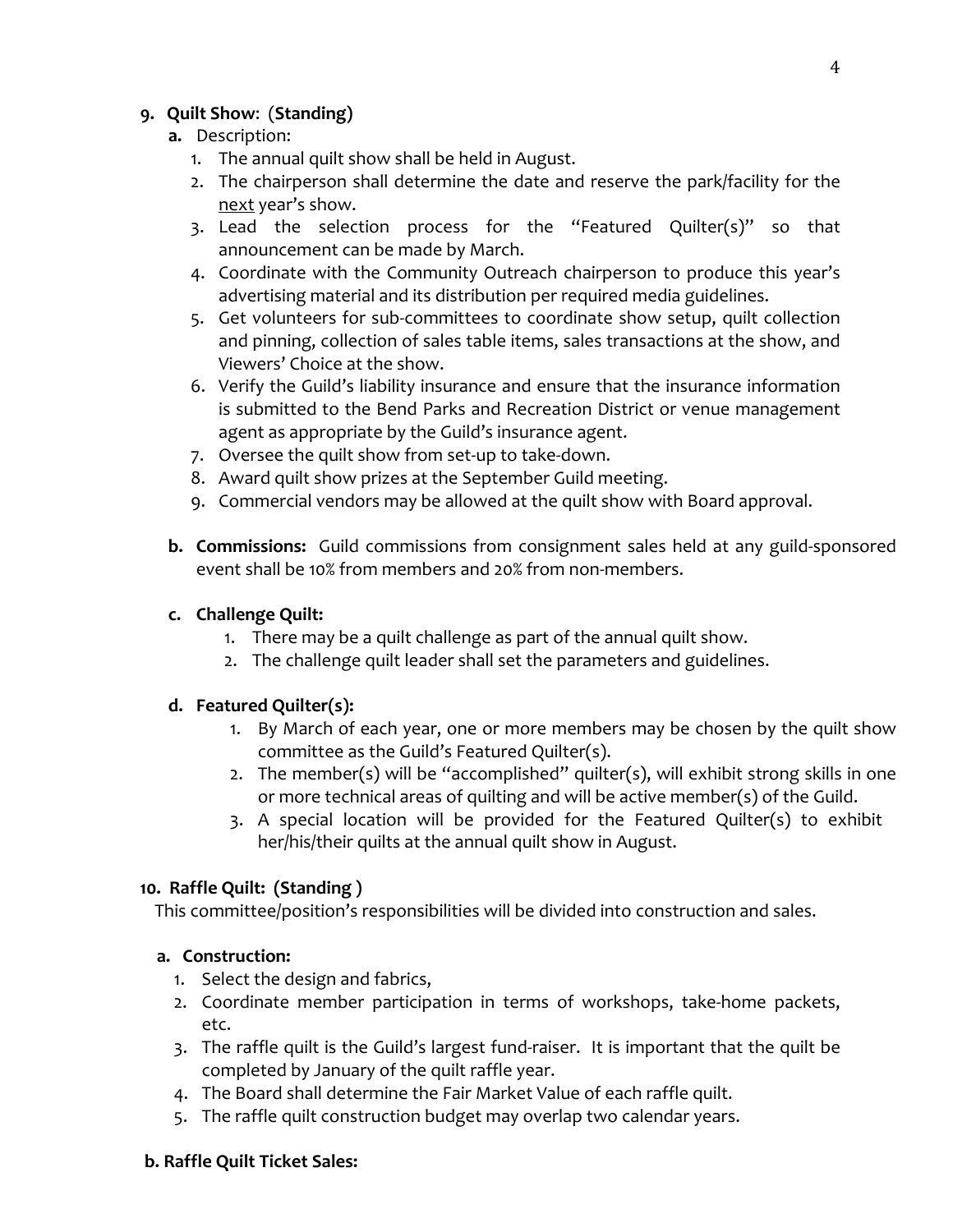9. **Quilt Show**: (**Standing**)

   a. Description:
      1. The annual quilt show shall be held in August.
      2. The chairperson shall determine the date and reserve the park/facility for the <u>next</u> year's show.
      3. Lead the selection process for the "Featured Quilter(s)" so that announcement can be made by March.
      4. Coordinate with the Community Outreach chairperson to produce this year's advertising material and its distribution per required media guidelines.
      5. Get volunteers for sub-committees to coordinate show setup, quilt collection and pinning, collection of sales table items, sales transactions at the show, and Viewers' Choice at the show.
      6. Verify the Guild's liability insurance and ensure that the insurance information is submitted to the Bend Parks and Recreation District or venue management agent as appropriate by the Guild's insurance agent.
      7. Oversee the quilt show from set-up to take-down.
      8. Award quilt show prizes at the September Guild meeting.
      9. Commercial vendors may be allowed at the quilt show with Board approval.

   b. **Commissions:** Guild commissions from consignment sales held at any guild-sponsored event shall be 10% from members and 20% from non-members.

   c. **Challenge Quilt:**
      1. There may be a quilt challenge as part of the annual quilt show.
      2. The challenge quilt leader shall set the parameters and guidelines.

   d. **Featured Quilter(s):**
      1. By March of each year, one or more members may be chosen by the quilt show committee as the Guild's Featured Quilter(s).
      2. The member(s) will be "accomplished" quilter(s), will exhibit strong skills in one or more technical areas of quilting and will be active member(s) of the Guild.
      3. A special location will be provided for the Featured Quilter(s) to exhibit her/his/their quilts at the annual quilt show in August.

10. **Raffle Quilt: (Standing )**

    This committee/position's responsibilities will be divided into construction and sales.

    a. **Construction:**
       1. Select the design and fabrics,
       2. Coordinate member participation in terms of workshops, take-home packets, etc.
       3. The raffle quilt is the Guild's largest fund-raiser. It is important that the quilt be completed by January of the quilt raffle year.
       4. The Board shall determine the Fair Market Value of each raffle quilt.
       5. The raffle quilt construction budget may overlap two calendar years.

    b. **Raffle Quilt Ticket Sales:**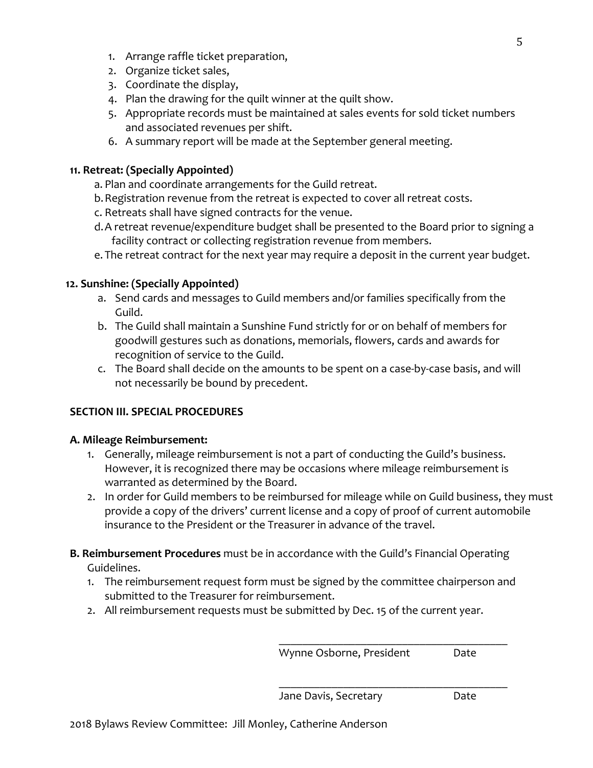1. Arrange raffle ticket preparation,
2. Organize ticket sales,
3. Coordinate the display,
4. Plan the drawing for the quilt winner at the quilt show.
5. Appropriate records must be maintained at sales events for sold ticket numbers and associated revenues per shift.
6. A summary report will be made at the September general meeting.

**11. Retreat: (Specially Appointed)**

a. Plan and coordinate arrangements for the Guild retreat.
b. Registration revenue from the retreat is expected to cover all retreat costs.
c. Retreats shall have signed contracts for the venue.
d. A retreat revenue/expenditure budget shall be presented to the Board prior to signing a facility contract or collecting registration revenue from members.
e. The retreat contract for the next year may require a deposit in the current year budget.

**12. Sunshine: (Specially Appointed)**

a. Send cards and messages to Guild members and/or families specifically from the Guild.
b. The Guild shall maintain a Sunshine Fund strictly for or on behalf of members for goodwill gestures such as donations, memorials, flowers, cards and awards for recognition of service to the Guild.
c. The Board shall decide on the amounts to be spent on a case-by-case basis, and will not necessarily be bound by precedent.

**SECTION III. SPECIAL PROCEDURES**

**A. Mileage Reimbursement:**

1. Generally, mileage reimbursement is not a part of conducting the Guild's business. However, it is recognized there may be occasions where mileage reimbursement is warranted as determined by the Board.
2. In order for Guild members to be reimbursed for mileage while on Guild business, they must provide a copy of the drivers' current license and a copy of proof of current automobile insurance to the President or the Treasurer in advance of the travel.

**B. Reimbursement Procedures** must be in accordance with the Guild's Financial Operating Guidelines.

1. The reimbursement request form must be signed by the committee chairperson and submitted to the Treasurer for reimbursement.
2. All reimbursement requests must be submitted by Dec. 15 of the current year.

\_\_\_\_\_\_\_\_\_\_\_\_\_\_\_\_\_\_\_\_\_\_\_\_\_\_\_\_\_\_\_\_\_\_\_\_\_\_\_\_

Wynne Osborne, President    Date

\_\_\_\_\_\_\_\_\_\_\_\_\_\_\_\_\_\_\_\_\_\_\_\_\_\_\_\_\_\_\_\_\_\_\_\_\_\_\_\_

Jane Davis, Secretary    Date

2018 Bylaws Review Committee: Jill Monley, Catherine Anderson